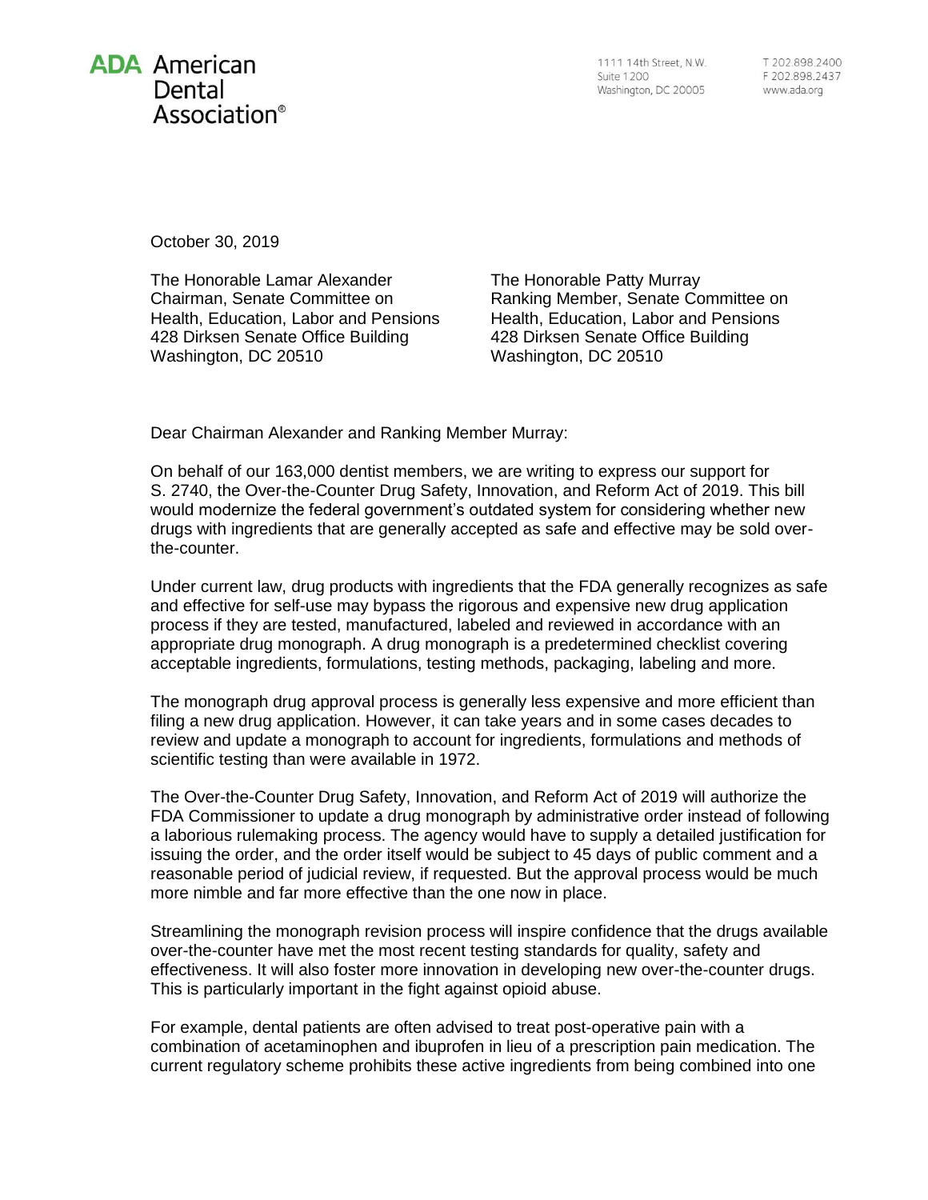**ADA** American Dental Association®

1111 14th Street, N.W.
Suite 1200
Washington, DC 20005

T 202.898.2400
F 202.898.2437
www.ada.org

October 30, 2019

The Honorable Lamar Alexander
Chairman, Senate Committee on
Health, Education, Labor and Pensions
428 Dirksen Senate Office Building
Washington, DC 20510

The Honorable Patty Murray
Ranking Member, Senate Committee on
Health, Education, Labor and Pensions
428 Dirksen Senate Office Building
Washington, DC 20510

Dear Chairman Alexander and Ranking Member Murray:

On behalf of our 163,000 dentist members, we are writing to express our support for S. 2740, the Over-the-Counter Drug Safety, Innovation, and Reform Act of 2019. This bill would modernize the federal government's outdated system for considering whether new drugs with ingredients that are generally accepted as safe and effective may be sold over-the-counter.

Under current law, drug products with ingredients that the FDA generally recognizes as safe and effective for self-use may bypass the rigorous and expensive new drug application process if they are tested, manufactured, labeled and reviewed in accordance with an appropriate drug monograph. A drug monograph is a predetermined checklist covering acceptable ingredients, formulations, testing methods, packaging, labeling and more.

The monograph drug approval process is generally less expensive and more efficient than filing a new drug application. However, it can take years and in some cases decades to review and update a monograph to account for ingredients, formulations and methods of scientific testing than were available in 1972.

The Over-the-Counter Drug Safety, Innovation, and Reform Act of 2019 will authorize the FDA Commissioner to update a drug monograph by administrative order instead of following a laborious rulemaking process. The agency would have to supply a detailed justification for issuing the order, and the order itself would be subject to 45 days of public comment and a reasonable period of judicial review, if requested. But the approval process would be much more nimble and far more effective than the one now in place.

Streamlining the monograph revision process will inspire confidence that the drugs available over-the-counter have met the most recent testing standards for quality, safety and effectiveness. It will also foster more innovation in developing new over-the-counter drugs. This is particularly important in the fight against opioid abuse.

For example, dental patients are often advised to treat post-operative pain with a combination of acetaminophen and ibuprofen in lieu of a prescription pain medication. The current regulatory scheme prohibits these active ingredients from being combined into one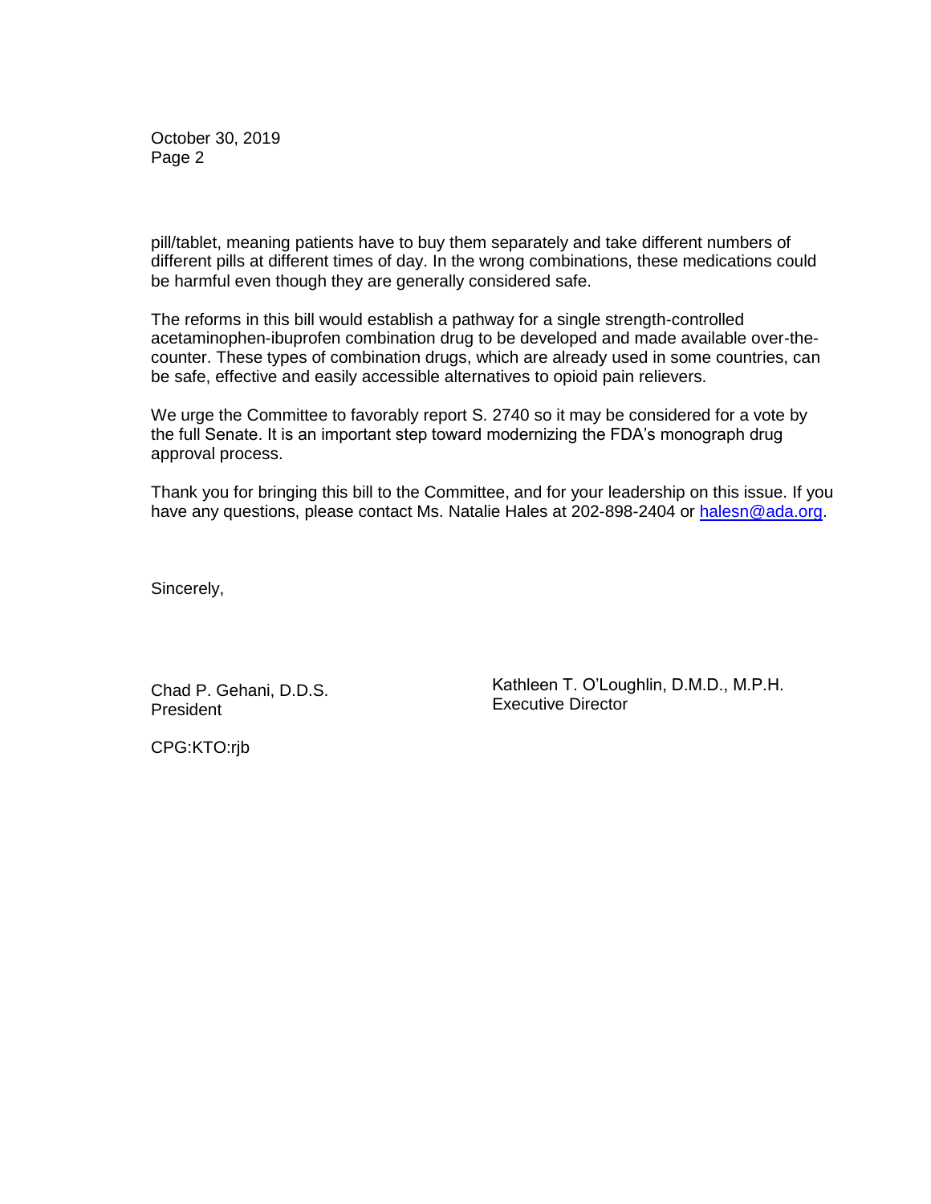pill/tablet, meaning patients have to buy them separately and take different numbers of different pills at different times of day. In the wrong combinations, these medications could be harmful even though they are generally considered safe.

The reforms in this bill would establish a pathway for a single strength-controlled acetaminophen-ibuprofen combination drug to be developed and made available over-the-counter. These types of combination drugs, which are already used in some countries, can be safe, effective and easily accessible alternatives to opioid pain relievers.

We urge the Committee to favorably report S. 2740 so it may be considered for a vote by the full Senate. It is an important step toward modernizing the FDA's monograph drug approval process.

Thank you for bringing this bill to the Committee, and for your leadership on this issue. If you have any questions, please contact Ms. Natalie Hales at 202-898-2404 or halesn@ada.org.

Sincerely,

Chad P. Gehani, D.D.S.
President

Kathleen T. O'Loughlin, D.M.D., M.P.H.
Executive Director

CPG:KTO:rjb